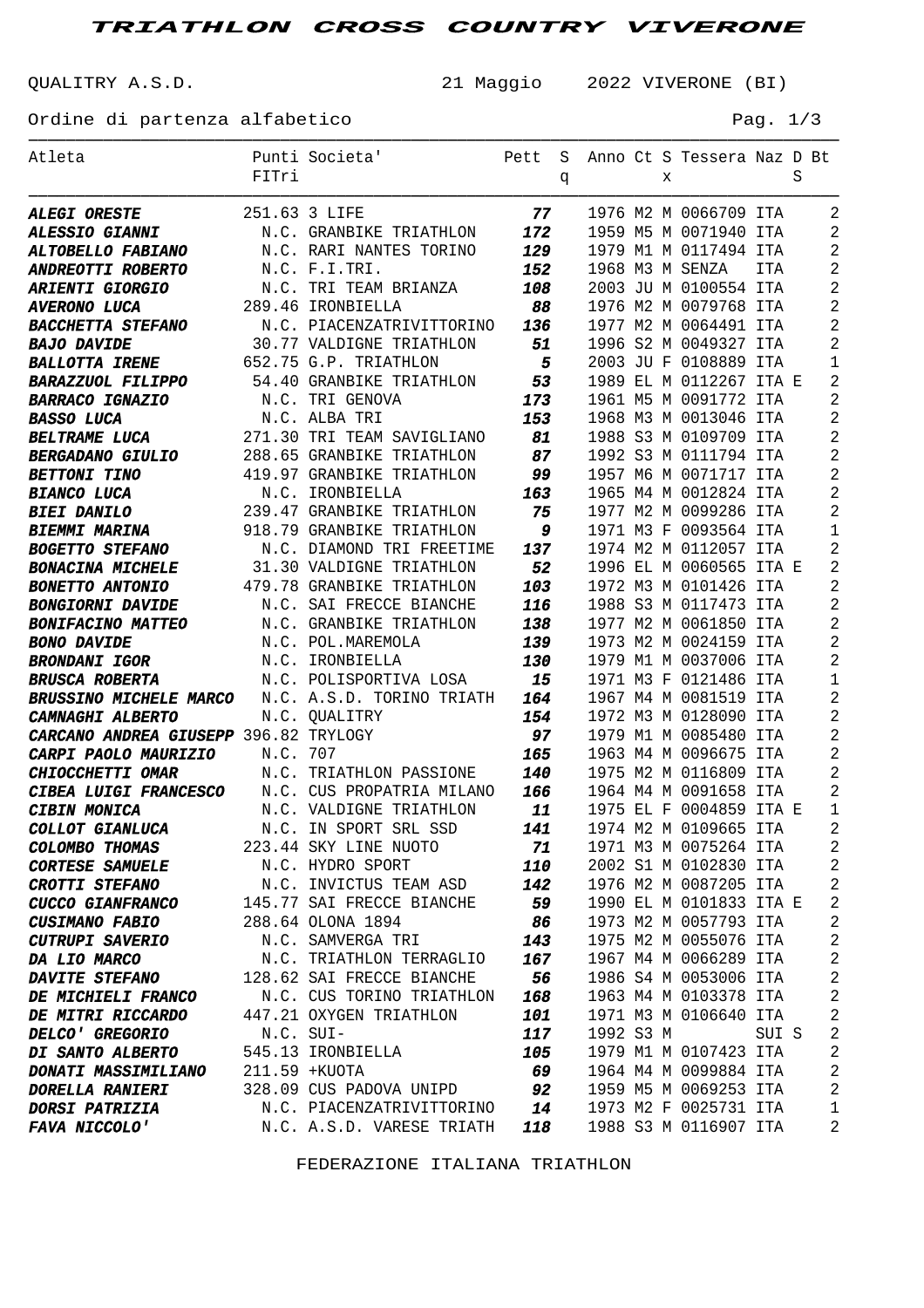# TRIATHLON CROSS COUNTRY VIVERONE

QUALITRY A.S.D. 21 Maggio 2022 VIVERONE (BI)

Ordine di partenza alfabetico

| Atleta | Punti FITri | Societa' | Pett | Sq | Anno | Ct | Sx | Tessera | Naz | DS | Bt |
|---|---|---|---|---|---|---|---|---|---|---|---|
| **ALEGI ORESTE** | 251.63 | 3 LIFE | **77** | | 1976 | M2 | M | 0066709 | ITA | | 2 |
| **ALESSIO GIANNI** | N.C. | GRANBIKE TRIATHLON | **172** | | 1959 | M5 | M | 0071940 | ITA | | 2 |
| **ALTOBELLO FABIANO** | N.C. | RARI NANTES TORINO | **129** | | 1979 | M1 | M | 0117494 | ITA | | 2 |
| **ANDREOTTI ROBERTO** | N.C. | F.I.TRI. | **152** | | 1968 | M3 | M | SENZA | ITA | | 2 |
| **ARIENTI GIORGIO** | N.C. | TRI TEAM BRIANZA | **108** | | 2003 | JU | M | 0100554 | ITA | | 2 |
| **AVERONO LUCA** | 289.46 | IRONBIELLA | **88** | | 1976 | M2 | M | 0079768 | ITA | | 2 |
| **BACCHETTA STEFANO** | N.C. | PIACENZATRIVITTORINO | **136** | | 1977 | M2 | M | 0064491 | ITA | | 2 |
| **BAJO DAVIDE** | 30.77 | VALDIGNE TRIATHLON | **51** | | 1996 | S2 | M | 0049327 | ITA | | 2 |
| **BALLOTTA IRENE** | 652.75 | G.P. TRIATHLON | **5** | | 2003 | JU | F | 0108889 | ITA | | 1 |
| **BARAZZUOL FILIPPO** | 54.40 | GRANBIKE TRIATHLON | **53** | | 1989 | EL | M | 0112267 | ITA | E | 2 |
| **BARRACO IGNAZIO** | N.C. | TRI GENOVA | **173** | | 1961 | M5 | M | 0091772 | ITA | | 2 |
| **BASSO LUCA** | N.C. | ALBA TRI | **153** | | 1968 | M3 | M | 0013046 | ITA | | 2 |
| **BELTRAME LUCA** | 271.30 | TRI TEAM SAVIGLIANO | **81** | | 1988 | S3 | M | 0109709 | ITA | | 2 |
| **BERGADANO GIULIO** | 288.65 | GRANBIKE TRIATHLON | **87** | | 1992 | S3 | M | 0111794 | ITA | | 2 |
| **BETTONI TINO** | 419.97 | GRANBIKE TRIATHLON | **99** | | 1957 | M6 | M | 0071717 | ITA | | 2 |
| **BIANCO LUCA** | N.C. | IRONBIELLA | **163** | | 1965 | M4 | M | 0012824 | ITA | | 2 |
| **BIEI DANILO** | 239.47 | GRANBIKE TRIATHLON | **75** | | 1977 | M2 | M | 0099286 | ITA | | 2 |
| **BIEMMI MARINA** | 918.79 | GRANBIKE TRIATHLON | **9** | | 1971 | M3 | F | 0093564 | ITA | | 1 |
| **BOGETTO STEFANO** | N.C. | DIAMOND TRI FREETIME | **137** | | 1974 | M2 | M | 0112057 | ITA | | 2 |
| **BONACINA MICHELE** | 31.30 | VALDIGNE TRIATHLON | **52** | | 1996 | EL | M | 0060565 | ITA | E | 2 |
| **BONETTO ANTONIO** | 479.78 | GRANBIKE TRIATHLON | **103** | | 1972 | M3 | M | 0101426 | ITA | | 2 |
| **BONGIORNI DAVIDE** | N.C. | SAI FRECCE BIANCHE | **116** | | 1988 | S3 | M | 0117473 | ITA | | 2 |
| **BONIFACINO MATTEO** | N.C. | GRANBIKE TRIATHLON | **138** | | 1977 | M2 | M | 0061850 | ITA | | 2 |
| **BONO DAVIDE** | N.C. | POL.MAREMOLA | **139** | | 1973 | M2 | M | 0024159 | ITA | | 2 |
| **BRONDANI IGOR** | N.C. | IRONBIELLA | **130** | | 1979 | M1 | M | 0037006 | ITA | | 2 |
| **BRUSCA ROBERTA** | N.C. | POLISPORTIVA LOSA | **15** | | 1971 | M3 | F | 0121486 | ITA | | 1 |
| **BRUSSINO MICHELE MARCO** | N.C. | A.S.D. TORINO TRIATH | **164** | | 1967 | M4 | M | 0081519 | ITA | | 2 |
| **CAMNAGHI ALBERTO** | N.C. | QUALITRY | **154** | | 1972 | M3 | M | 0128090 | ITA | | 2 |
| **CARCANO ANDREA GIUSEPP** | 396.82 | TRYLOGY | **97** | | 1979 | M1 | M | 0085480 | ITA | | 2 |
| **CARPI PAOLO MAURIZIO** | N.C. | 707 | **165** | | 1963 | M4 | M | 0096675 | ITA | | 2 |
| **CHIOCCHETTI OMAR** | N.C. | TRIATHLON PASSIONE | **140** | | 1975 | M2 | M | 0116809 | ITA | | 2 |
| **CIBEA LUIGI FRANCESCO** | N.C. | CUS PROPATRIA MILANO | **166** | | 1964 | M4 | M | 0091658 | ITA | | 2 |
| **CIBIN MONICA** | N.C. | VALDIGNE TRIATHLON | **11** | | 1975 | EL | F | 0004859 | ITA | E | 1 |
| **COLLOT GIANLUCA** | N.C. | IN SPORT SRL SSD | **141** | | 1974 | M2 | M | 0109665 | ITA | | 2 |
| **COLOMBO THOMAS** | 223.44 | SKY LINE NUOTO | **71** | | 1971 | M3 | M | 0075264 | ITA | | 2 |
| **CORTESE SAMUELE** | N.C. | HYDRO SPORT | **110** | | 2002 | S1 | M | 0102830 | ITA | | 2 |
| **CROTTI STEFANO** | N.C. | INVICTUS TEAM ASD | **142** | | 1976 | M2 | M | 0087205 | ITA | | 2 |
| **CUCCO GIANFRANCO** | 145.77 | SAI FRECCE BIANCHE | **59** | | 1990 | EL | M | 0101833 | ITA | E | 2 |
| **CUSIMANO FABIO** | 288.64 | OLONA 1894 | **86** | | 1973 | M2 | M | 0057793 | ITA | | 2 |
| **CUTRUPI SAVERIO** | N.C. | SAMVERGA TRI | **143** | | 1975 | M2 | M | 0055076 | ITA | | 2 |
| **DA LIO MARCO** | N.C. | TRIATHLON TERRAGLIO | **167** | | 1967 | M4 | M | 0066289 | ITA | | 2 |
| **DAVITE STEFANO** | 128.62 | SAI FRECCE BIANCHE | **56** | | 1986 | S4 | M | 0053006 | ITA | | 2 |
| **DE MICHIELI FRANCO** | N.C. | CUS TORINO TRIATHLON | **168** | | 1963 | M4 | M | 0103378 | ITA | | 2 |
| **DE MITRI RICCARDO** | 447.21 | OXYGEN TRIATHLON | **101** | | 1971 | M3 | M | 0106640 | ITA | | 2 |
| **DELCO' GREGORIO** | N.C. | SUI- | **117** | | 1992 | S3 | M | | SUI | S | 2 |
| **DI SANTO ALBERTO** | 545.13 | IRONBIELLA | **105** | | 1979 | M1 | M | 0107423 | ITA | | 2 |
| **DONATI MASSIMILIANO** | 211.59 | +KUOTA | **69** | | 1964 | M4 | M | 0099884 | ITA | | 2 |
| **DORELLA RANIERI** | 328.09 | CUS PADOVA UNIPD | **92** | | 1959 | M5 | M | 0069253 | ITA | | 2 |
| **DORSI PATRIZIA** | N.C. | PIACENZATRIVITTORINO | **14** | | 1973 | M2 | F | 0025731 | ITA | | 1 |
| **FAVA NICCOLO'** | N.C. | A.S.D. VARESE TRIATH | **118** | | 1988 | S3 | M | 0116907 | ITA | | 2 |

FEDERAZIONE ITALIANA TRIATHLON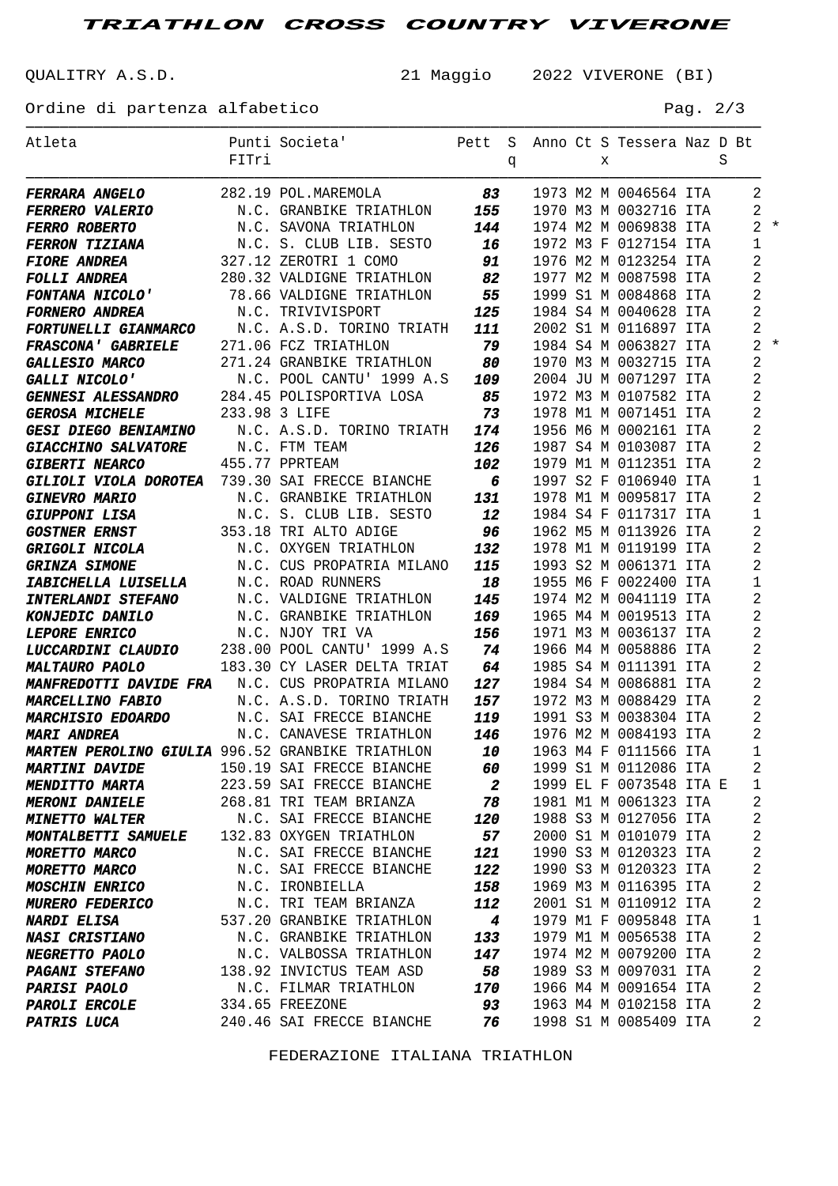# TRIATHLON CROSS COUNTRY VIVERONE

QUALITRY A.S.D. 21 Maggio 2022 VIVERONE (BI)

Ordine di partenza alfabetico

| Atleta | Punti FITri | Societa' | Pett | Sq | Anno | Ct | Sx | Tessera | Naz | DS | Bt | |
|---|---|---|---|---|---|---|---|---|---|---|---|---|
| ***FERRARA ANGELO*** | 282.19 | POL.MAREMOLA | ***83*** | | 1973 | M2 | M | 0046564 | ITA | | 2 | |
| ***FERRERO VALERIO*** | N.C. | GRANBIKE TRIATHLON | ***155*** | | 1970 | M3 | M | 0032716 | ITA | | 2 | |
| ***FERRO ROBERTO*** | N.C. | SAVONA TRIATHLON | ***144*** | | 1974 | M2 | M | 0069838 | ITA | | 2 | * |
| ***FERRON TIZIANA*** | N.C. | S. CLUB LIB. SESTO | ***16*** | | 1972 | M3 | F | 0127154 | ITA | | 1 | |
| ***FIORE ANDREA*** | 327.12 | ZEROTRI 1 COMO | ***91*** | | 1976 | M2 | M | 0123254 | ITA | | 2 | |
| ***FOLLI ANDREA*** | 280.32 | VALDIGNE TRIATHLON | ***82*** | | 1977 | M2 | M | 0087598 | ITA | | 2 | |
| ***FONTANA NICOLO'*** | 78.66 | VALDIGNE TRIATHLON | ***55*** | | 1999 | S1 | M | 0084868 | ITA | | 2 | |
| ***FORNERO ANDREA*** | N.C. | TRIVIVISPORT | ***125*** | | 1984 | S4 | M | 0040628 | ITA | | 2 | |
| ***FORTUNELLI GIANMARCO*** | N.C. | A.S.D. TORINO TRIATH | ***111*** | | 2002 | S1 | M | 0116897 | ITA | | 2 | |
| ***FRASCONA' GABRIELE*** | 271.06 | FCZ TRIATHLON | ***79*** | | 1984 | S4 | M | 0063827 | ITA | | 2 | * |
| ***GALLESIO MARCO*** | 271.24 | GRANBIKE TRIATHLON | ***80*** | | 1970 | M3 | M | 0032715 | ITA | | 2 | |
| ***GALLI NICOLO'*** | N.C. | POOL CANTU' 1999 A.S | ***109*** | | 2004 | JU | M | 0071297 | ITA | | 2 | |
| ***GENNESI ALESSANDRO*** | 284.45 | POLISPORTIVA LOSA | ***85*** | | 1972 | M3 | M | 0107582 | ITA | | 2 | |
| ***GEROSA MICHELE*** | 233.98 | 3 LIFE | ***73*** | | 1978 | M1 | M | 0071451 | ITA | | 2 | |
| ***GESI DIEGO BENIAMINO*** | N.C. | A.S.D. TORINO TRIATH | ***174*** | | 1956 | M6 | M | 0002161 | ITA | | 2 | |
| ***GIACCHINO SALVATORE*** | N.C. | FTM TEAM | ***126*** | | 1987 | S4 | M | 0103087 | ITA | | 2 | |
| ***GIBERTI NEARCO*** | 455.77 | PPRTEAM | ***102*** | | 1979 | M1 | M | 0112351 | ITA | | 2 | |
| ***GILIOLI VIOLA DOROTEA*** | 739.30 | SAI FRECCE BIANCHE | ***6*** | | 1997 | S2 | F | 0106940 | ITA | | 1 | |
| ***GINEVRO MARIO*** | N.C. | GRANBIKE TRIATHLON | ***131*** | | 1978 | M1 | M | 0095817 | ITA | | 2 | |
| ***GIUPPONI LISA*** | N.C. | S. CLUB LIB. SESTO | ***12*** | | 1984 | S4 | F | 0117317 | ITA | | 1 | |
| ***GOSTNER ERNST*** | 353.18 | TRI ALTO ADIGE | ***96*** | | 1962 | M5 | M | 0113926 | ITA | | 2 | |
| ***GRIGOLI NICOLA*** | N.C. | OXYGEN TRIATHLON | ***132*** | | 1978 | M1 | M | 0119199 | ITA | | 2 | |
| ***GRINZA SIMONE*** | N.C. | CUS PROPATRIA MILANO | ***115*** | | 1993 | S2 | M | 0061371 | ITA | | 2 | |
| ***IABICHELLA LUISELLA*** | N.C. | ROAD RUNNERS | ***18*** | | 1955 | M6 | F | 0022400 | ITA | | 1 | |
| ***INTERLANDI STEFANO*** | N.C. | VALDIGNE TRIATHLON | ***145*** | | 1974 | M2 | M | 0041119 | ITA | | 2 | |
| ***KONJEDIC DANILO*** | N.C. | GRANBIKE TRIATHLON | ***169*** | | 1965 | M4 | M | 0019513 | ITA | | 2 | |
| ***LEPORE ENRICO*** | N.C. | NJOY TRI VA | ***156*** | | 1971 | M3 | M | 0036137 | ITA | | 2 | |
| ***LUCCARDINI CLAUDIO*** | 238.00 | POOL CANTU' 1999 A.S | ***74*** | | 1966 | M4 | M | 0058886 | ITA | | 2 | |
| ***MALTAURO PAOLO*** | 183.30 | CY LASER DELTA TRIAT | ***64*** | | 1985 | S4 | M | 0111391 | ITA | | 2 | |
| ***MANFREDOTTI DAVIDE FRA*** | N.C. | CUS PROPATRIA MILANO | ***127*** | | 1984 | S4 | M | 0086881 | ITA | | 2 | |
| ***MARCELLINO FABIO*** | N.C. | A.S.D. TORINO TRIATH | ***157*** | | 1972 | M3 | M | 0088429 | ITA | | 2 | |
| ***MARCHISIO EDOARDO*** | N.C. | SAI FRECCE BIANCHE | ***119*** | | 1991 | S3 | M | 0038304 | ITA | | 2 | |
| ***MARI ANDREA*** | N.C. | CANAVESE TRIATHLON | ***146*** | | 1976 | M2 | M | 0084193 | ITA | | 2 | |
| ***MARTEN PEROLINO GIULIA*** | 996.52 | GRANBIKE TRIATHLON | ***10*** | | 1963 | M4 | F | 0111566 | ITA | | 1 | |
| ***MARTINI DAVIDE*** | 150.19 | SAI FRECCE BIANCHE | ***60*** | | 1999 | S1 | M | 0112086 | ITA | | 2 | |
| ***MENDITTO MARTA*** | 223.59 | SAI FRECCE BIANCHE | ***2*** | | 1999 | EL | F | 0073548 | ITA | E | 1 | |
| ***MERONI DANIELE*** | 268.81 | TRI TEAM BRIANZA | ***78*** | | 1981 | M1 | M | 0061323 | ITA | | 2 | |
| ***MINETTO WALTER*** | N.C. | SAI FRECCE BIANCHE | ***120*** | | 1988 | S3 | M | 0127056 | ITA | | 2 | |
| ***MONTALBETTI SAMUELE*** | 132.83 | OXYGEN TRIATHLON | ***57*** | | 2000 | S1 | M | 0101079 | ITA | | 2 | |
| ***MORETTO MARCO*** | N.C. | SAI FRECCE BIANCHE | ***121*** | | 1990 | S3 | M | 0120323 | ITA | | 2 | |
| ***MORETTO MARCO*** | N.C. | SAI FRECCE BIANCHE | ***122*** | | 1990 | S3 | M | 0120323 | ITA | | 2 | |
| ***MOSCHIN ENRICO*** | N.C. | IRONBIELLA | ***158*** | | 1969 | M3 | M | 0116395 | ITA | | 2 | |
| ***MURERO FEDERICO*** | N.C. | TRI TEAM BRIANZA | ***112*** | | 2001 | S1 | M | 0110912 | ITA | | 2 | |
| ***NARDI ELISA*** | 537.20 | GRANBIKE TRIATHLON | ***4*** | | 1979 | M1 | F | 0095848 | ITA | | 1 | |
| ***NASI CRISTIANO*** | N.C. | GRANBIKE TRIATHLON | ***133*** | | 1979 | M1 | M | 0056538 | ITA | | 2 | |
| ***NEGRETTO PAOLO*** | N.C. | VALBOSSA TRIATHLON | ***147*** | | 1974 | M2 | M | 0079200 | ITA | | 2 | |
| ***PAGANI STEFANO*** | 138.92 | INVICTUS TEAM ASD | ***58*** | | 1989 | S3 | M | 0097031 | ITA | | 2 | |
| ***PARISI PAOLO*** | N.C. | FILMAR TRIATHLON | ***170*** | | 1966 | M4 | M | 0091654 | ITA | | 2 | |
| ***PAROLI ERCOLE*** | 334.65 | FREEZONE | ***93*** | | 1963 | M4 | M | 0102158 | ITA | | 2 | |
| ***PATRIS LUCA*** | 240.46 | SAI FRECCE BIANCHE | ***76*** | | 1998 | S1 | M | 0085409 | ITA | | 2 | |

FEDERAZIONE ITALIANA TRIATHLON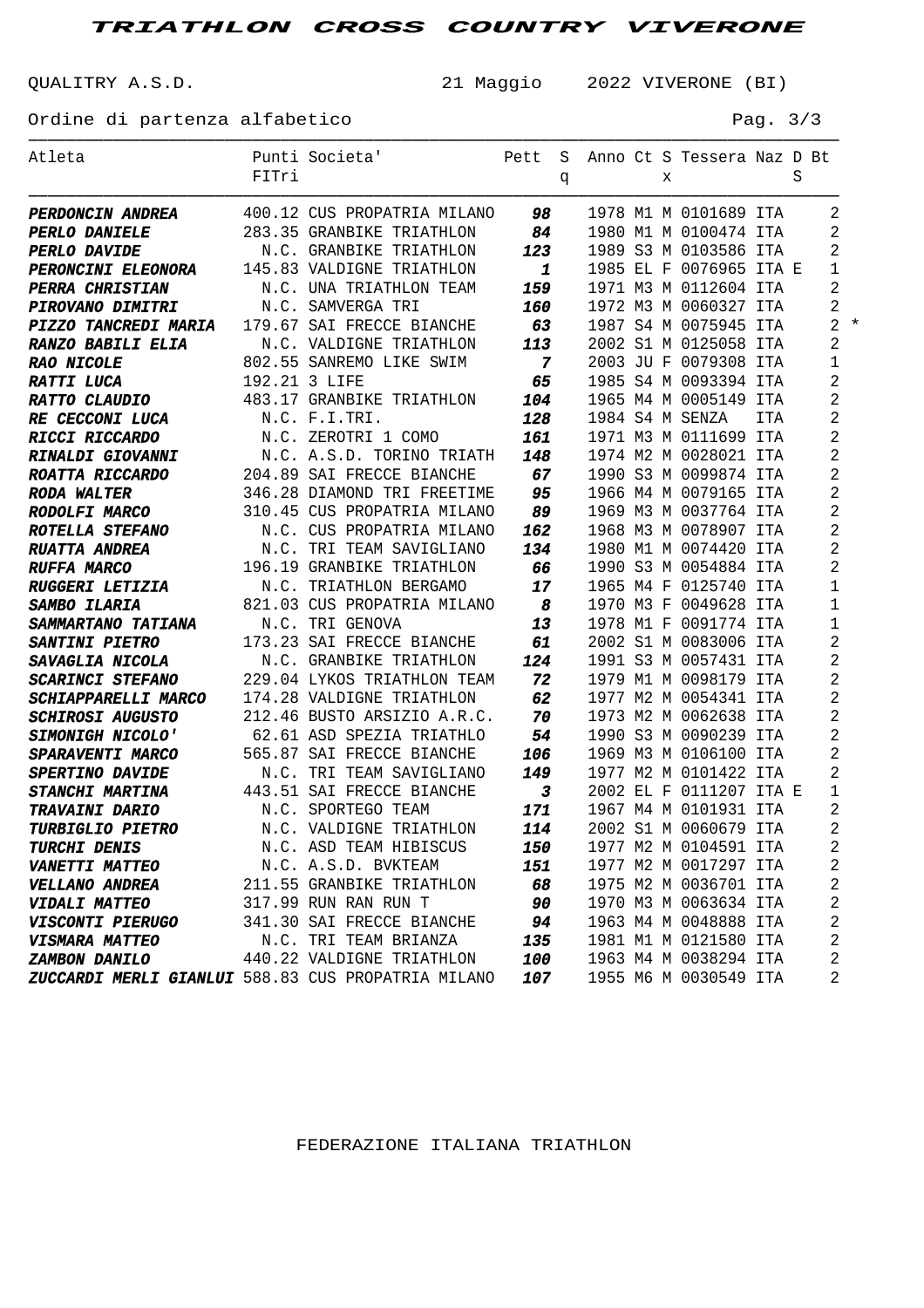# TRIATHLON CROSS COUNTRY VIVERONE

QUALITRY A.S.D. 21 Maggio 2022 VIVERONE (BI)

Ordine di partenza alfabetico

| Atleta | Punti FITri | Societa' | Pett | Sq | Anno | Ct | Sx | Tessera | Naz | DS | Bt | |
|---|---|---|---|---|---|---|---|---|---|---|---|---|
| ***PERDONCIN ANDREA*** | 400.12 | CUS PROPATRIA MILANO | ***98*** | | 1978 | M1 | M | 0101689 | ITA | | 2 | |
| ***PERLO DANIELE*** | 283.35 | GRANBIKE TRIATHLON | ***84*** | | 1980 | M1 | M | 0100474 | ITA | | 2 | |
| ***PERLO DAVIDE*** | N.C. | GRANBIKE TRIATHLON | ***123*** | | 1989 | S3 | M | 0103586 | ITA | | 2 | |
| ***PERONCINI ELEONORA*** | 145.83 | VALDIGNE TRIATHLON | ***1*** | | 1985 | EL | F | 0076965 | ITA | E | 1 | |
| ***PERRA CHRISTIAN*** | N.C. | UNA TRIATHLON TEAM | ***159*** | | 1971 | M3 | M | 0112604 | ITA | | 2 | |
| ***PIROVANO DIMITRI*** | N.C. | SAMVERGA TRI | ***160*** | | 1972 | M3 | M | 0060327 | ITA | | 2 | |
| ***PIZZO TANCREDI MARIA*** | 179.67 | SAI FRECCE BIANCHE | ***63*** | | 1987 | S4 | M | 0075945 | ITA | | 2 | * |
| ***RANZO BABILI ELIA*** | N.C. | VALDIGNE TRIATHLON | ***113*** | | 2002 | S1 | M | 0125058 | ITA | | 2 | |
| ***RAO NICOLE*** | 802.55 | SANREMO LIKE SWIM | ***7*** | | 2003 | JU | F | 0079308 | ITA | | 1 | |
| ***RATTI LUCA*** | 192.21 | 3 LIFE | ***65*** | | 1985 | S4 | M | 0093394 | ITA | | 2 | |
| ***RATTO CLAUDIO*** | 483.17 | GRANBIKE TRIATHLON | ***104*** | | 1965 | M4 | M | 0005149 | ITA | | 2 | |
| ***RE CECCONI LUCA*** | N.C. | F.I.TRI. | ***128*** | | 1984 | S4 | M | SENZA | ITA | | 2 | |
| ***RICCI RICCARDO*** | N.C. | ZEROTRI 1 COMO | ***161*** | | 1971 | M3 | M | 0111699 | ITA | | 2 | |
| ***RINALDI GIOVANNI*** | N.C. | A.S.D. TORINO TRIATH | ***148*** | | 1974 | M2 | M | 0028021 | ITA | | 2 | |
| ***ROATTA RICCARDO*** | 204.89 | SAI FRECCE BIANCHE | ***67*** | | 1990 | S3 | M | 0099874 | ITA | | 2 | |
| ***RODA WALTER*** | 346.28 | DIAMOND TRI FREETIME | ***95*** | | 1966 | M4 | M | 0079165 | ITA | | 2 | |
| ***RODOLFI MARCO*** | 310.45 | CUS PROPATRIA MILANO | ***89*** | | 1969 | M3 | M | 0037764 | ITA | | 2 | |
| ***ROTELLA STEFANO*** | N.C. | CUS PROPATRIA MILANO | ***162*** | | 1968 | M3 | M | 0078907 | ITA | | 2 | |
| ***RUATTA ANDREA*** | N.C. | TRI TEAM SAVIGLIANO | ***134*** | | 1980 | M1 | M | 0074420 | ITA | | 2 | |
| ***RUFFA MARCO*** | 196.19 | GRANBIKE TRIATHLON | ***66*** | | 1990 | S3 | M | 0054884 | ITA | | 2 | |
| ***RUGGERI LETIZIA*** | N.C. | TRIATHLON BERGAMO | ***17*** | | 1965 | M4 | F | 0125740 | ITA | | 1 | |
| ***SAMBO ILARIA*** | 821.03 | CUS PROPATRIA MILANO | ***8*** | | 1970 | M3 | F | 0049628 | ITA | | 1 | |
| ***SAMMARTANO TATIANA*** | N.C. | TRI GENOVA | ***13*** | | 1978 | M1 | F | 0091774 | ITA | | 1 | |
| ***SANTINI PIETRO*** | 173.23 | SAI FRECCE BIANCHE | ***61*** | | 2002 | S1 | M | 0083006 | ITA | | 2 | |
| ***SAVAGLIA NICOLA*** | N.C. | GRANBIKE TRIATHLON | ***124*** | | 1991 | S3 | M | 0057431 | ITA | | 2 | |
| ***SCARINCI STEFANO*** | 229.04 | LYKOS TRIATHLON TEAM | ***72*** | | 1979 | M1 | M | 0098179 | ITA | | 2 | |
| ***SCHIAPPARELLI MARCO*** | 174.28 | VALDIGNE TRIATHLON | ***62*** | | 1977 | M2 | M | 0054341 | ITA | | 2 | |
| ***SCHIROSI AUGUSTO*** | 212.46 | BUSTO ARSIZIO A.R.C. | ***70*** | | 1973 | M2 | M | 0062638 | ITA | | 2 | |
| ***SIMONIGH NICOLO'*** | 62.61 | ASD SPEZIA TRIATHLO | ***54*** | | 1990 | S3 | M | 0090239 | ITA | | 2 | |
| ***SPARAVENTI MARCO*** | 565.87 | SAI FRECCE BIANCHE | ***106*** | | 1969 | M3 | M | 0106100 | ITA | | 2 | |
| ***SPERTINO DAVIDE*** | N.C. | TRI TEAM SAVIGLIANO | ***149*** | | 1977 | M2 | M | 0101422 | ITA | | 2 | |
| ***STANCHI MARTINA*** | 443.51 | SAI FRECCE BIANCHE | ***3*** | | 2002 | EL | F | 0111207 | ITA | E | 1 | |
| ***TRAVAINI DARIO*** | N.C. | SPORTEGO TEAM | ***171*** | | 1967 | M4 | M | 0101931 | ITA | | 2 | |
| ***TURBIGLIO PIETRO*** | N.C. | VALDIGNE TRIATHLON | ***114*** | | 2002 | S1 | M | 0060679 | ITA | | 2 | |
| ***TURCHI DENIS*** | N.C. | ASD TEAM HIBISCUS | ***150*** | | 1977 | M2 | M | 0104591 | ITA | | 2 | |
| ***VANETTI MATTEO*** | N.C. | A.S.D. BVKTEAM | ***151*** | | 1977 | M2 | M | 0017297 | ITA | | 2 | |
| ***VELLANO ANDREA*** | 211.55 | GRANBIKE TRIATHLON | ***68*** | | 1975 | M2 | M | 0036701 | ITA | | 2 | |
| ***VIDALI MATTEO*** | 317.99 | RUN RAN RUN T | ***90*** | | 1970 | M3 | M | 0063634 | ITA | | 2 | |
| ***VISCONTI PIERUGO*** | 341.30 | SAI FRECCE BIANCHE | ***94*** | | 1963 | M4 | M | 0048888 | ITA | | 2 | |
| ***VISMARA MATTEO*** | N.C. | TRI TEAM BRIANZA | ***135*** | | 1981 | M1 | M | 0121580 | ITA | | 2 | |
| ***ZAMBON DANILO*** | 440.22 | VALDIGNE TRIATHLON | ***100*** | | 1963 | M4 | M | 0038294 | ITA | | 2 | |
| ***ZUCCARDI MERLI GIANLUI*** | 588.83 | CUS PROPATRIA MILANO | ***107*** | | 1955 | M6 | M | 0030549 | ITA | | 2 | |

FEDERAZIONE ITALIANA TRIATHLON